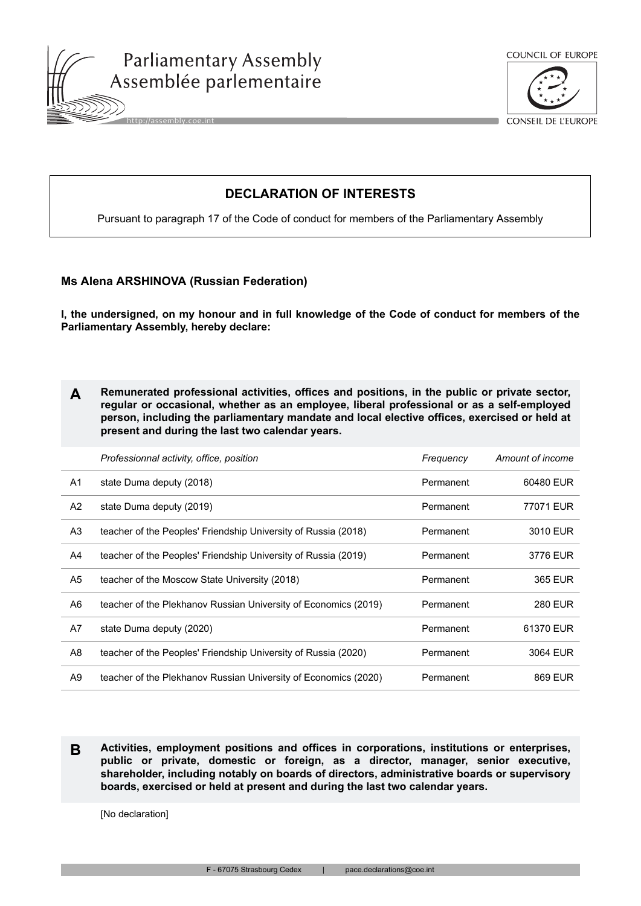Parliamentary Assembly
Assemblée parlementaire

http://assembly.coe.int

COUNCIL OF EUROPE
CONSEIL DE L'EUROPE

# DECLARATION OF INTERESTS

Pursuant to paragraph 17 of the Code of conduct for members of the Parliamentary Assembly

**Ms Alena ARSHINOVA (Russian Federation)**

**I, the undersigned, on my honour and in full knowledge of the Code of conduct for members of the Parliamentary Assembly, hereby declare:**

## A

**Remunerated professional activities, offices and positions, in the public or private sector, regular or occasional, whether as an employee, liberal professional or as a self-employed person, including the parliamentary mandate and local elective offices, exercised or held at present and during the last two calendar years.**

| | *Professionnal activity, office, position* | *Frequency* | *Amount of income* |
|---|---|---|---|
| A1 | state Duma deputy (2018) | Permanent | 60480 EUR |
| A2 | state Duma deputy (2019) | Permanent | 77071 EUR |
| A3 | teacher of the Peoples' Friendship University of Russia (2018) | Permanent | 3010 EUR |
| A4 | teacher of the Peoples' Friendship University of Russia (2019) | Permanent | 3776 EUR |
| A5 | teacher of the Moscow State University (2018) | Permanent | 365 EUR |
| A6 | teacher of the Plekhanov Russian University of Economics (2019) | Permanent | 280 EUR |
| A7 | state Duma deputy (2020) | Permanent | 61370 EUR |
| A8 | teacher of the Peoples' Friendship University of Russia (2020) | Permanent | 3064 EUR |
| A9 | teacher of the Plekhanov Russian University of Economics (2020) | Permanent | 869 EUR |

## B

**Activities, employment positions and offices in corporations, institutions or enterprises, public or private, domestic or foreign, as a director, manager, senior executive, shareholder, including notably on boards of directors, administrative boards or supervisory boards, exercised or held at present and during the last two calendar years.**

[No declaration]

F - 67075 Strasbourg Cedex | pace.declarations@coe.int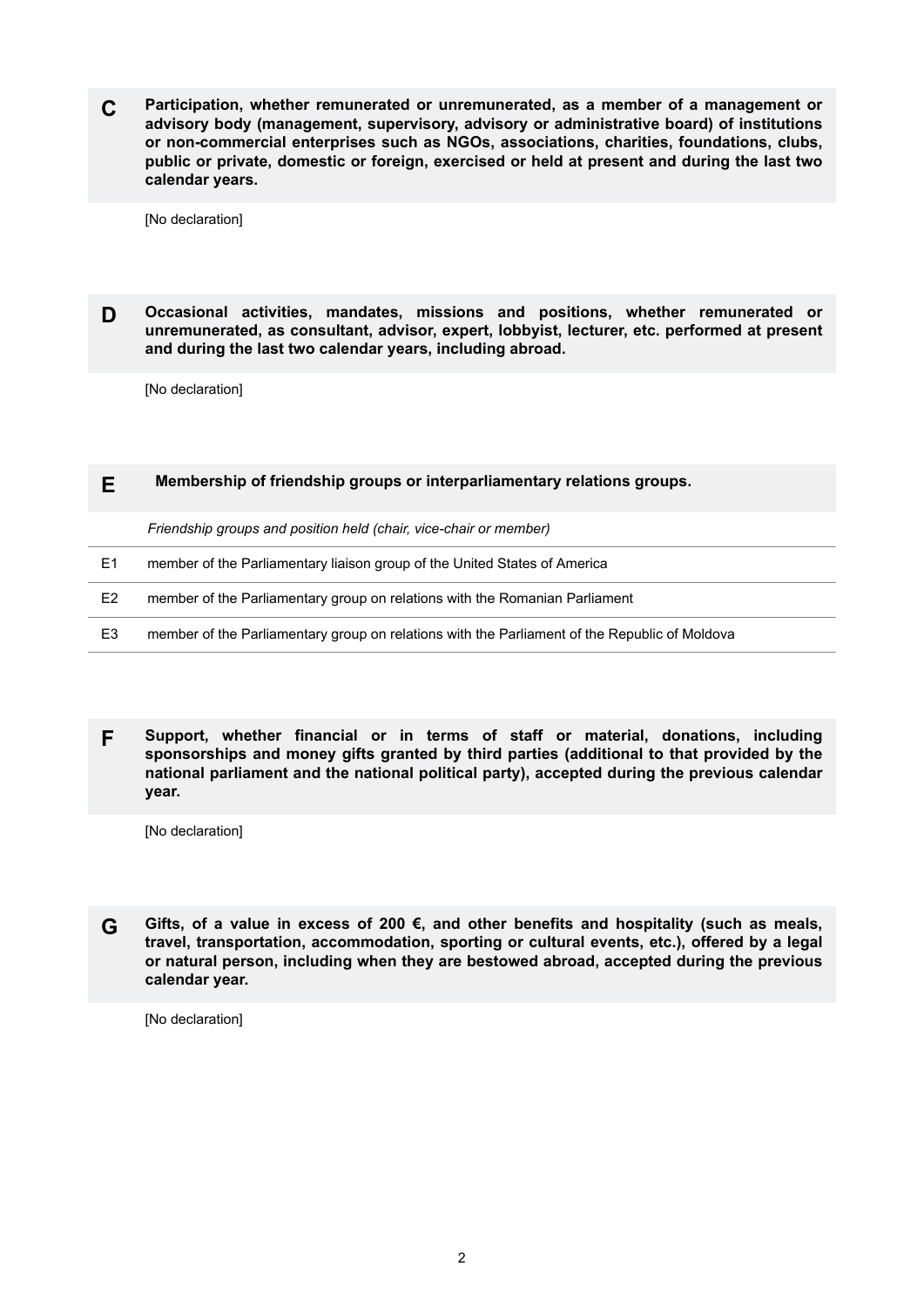**C** **Participation, whether remunerated or unremunerated, as a member of a management or advisory body (management, supervisory, advisory or administrative board) of institutions or non-commercial enterprises such as NGOs, associations, charities, foundations, clubs, public or private, domestic or foreign, exercised or held at present and during the last two calendar years.**

[No declaration]

**D** **Occasional activities, mandates, missions and positions, whether remunerated or unremunerated, as consultant, advisor, expert, lobbyist, lecturer, etc. performed at present and during the last two calendar years, including abroad.**

[No declaration]

**E** **Membership of friendship groups or interparliamentary relations groups.**

| | *Friendship groups and position held (chair, vice-chair or member)* |
|---|---|
| E1 | member of the Parliamentary liaison group of the United States of America |
| E2 | member of the Parliamentary group on relations with the Romanian Parliament |
| E3 | member of the Parliamentary group on relations with the Parliament of the Republic of Moldova |

**F** **Support, whether financial or in terms of staff or material, donations, including sponsorships and money gifts granted by third parties (additional to that provided by the national parliament and the national political party), accepted during the previous calendar year.**

[No declaration]

**G** **Gifts, of a value in excess of 200 €, and other benefits and hospitality (such as meals, travel, transportation, accommodation, sporting or cultural events, etc.), offered by a legal or natural person, including when they are bestowed abroad, accepted during the previous calendar year.**

[No declaration]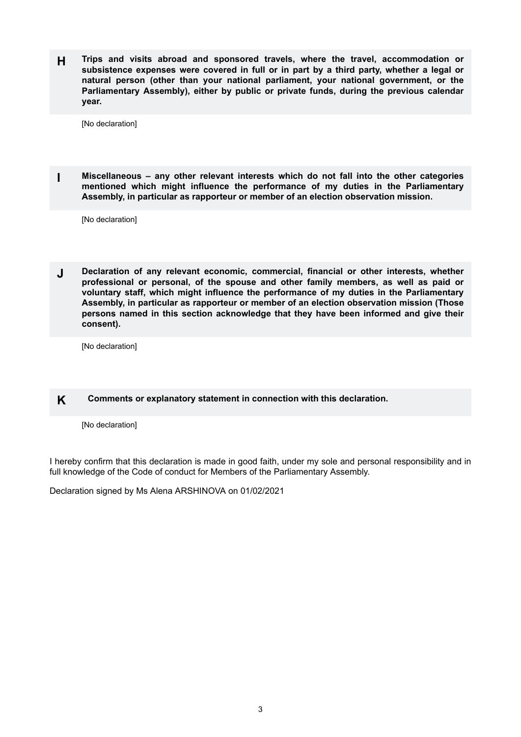**H** **Trips and visits abroad and sponsored travels, where the travel, accommodation or subsistence expenses were covered in full or in part by a third party, whether a legal or natural person (other than your national parliament, your national government, or the Parliamentary Assembly), either by public or private funds, during the previous calendar year.**

[No declaration]

**I** **Miscellaneous – any other relevant interests which do not fall into the other categories mentioned which might influence the performance of my duties in the Parliamentary Assembly, in particular as rapporteur or member of an election observation mission.**

[No declaration]

**J** **Declaration of any relevant economic, commercial, financial or other interests, whether professional or personal, of the spouse and other family members, as well as paid or voluntary staff, which might influence the performance of my duties in the Parliamentary Assembly, in particular as rapporteur or member of an election observation mission (Those persons named in this section acknowledge that they have been informed and give their consent).**

[No declaration]

**K** **Comments or explanatory statement in connection with this declaration.**

[No declaration]

I hereby confirm that this declaration is made in good faith, under my sole and personal responsibility and in full knowledge of the Code of conduct for Members of the Parliamentary Assembly.

Declaration signed by Ms Alena ARSHINOVA on 01/02/2021